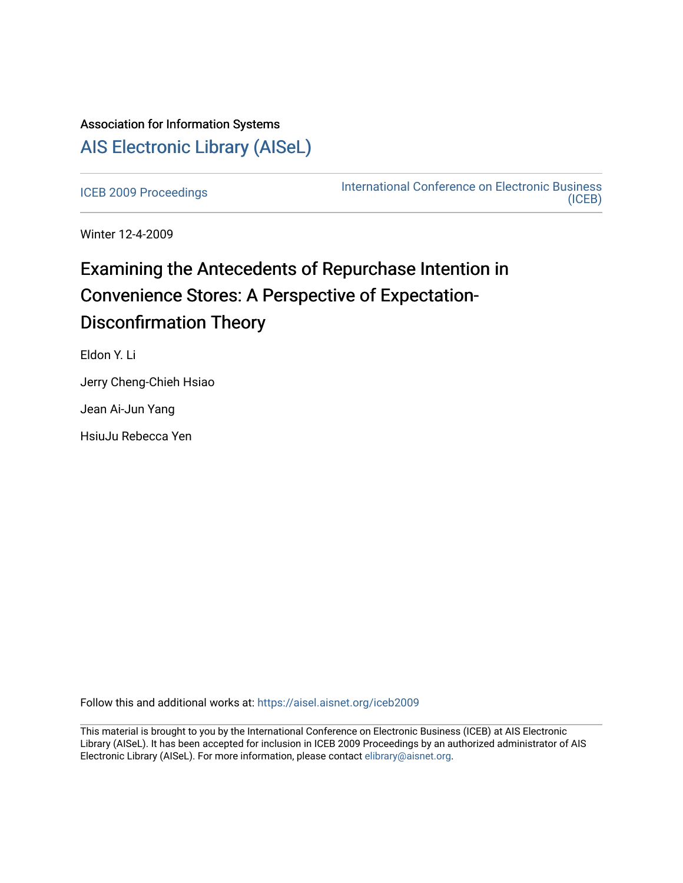Association for Information Systems

# AIS Electronic Library (AISeL)

ICEB 2009 Proceedings

International Conference on Electronic Business (ICEB)

Winter 12-4-2009

# Examining the Antecedents of Repurchase Intention in Convenience Stores: A Perspective of Expectation-Disconfirmation Theory

Eldon Y. Li

Jerry Cheng-Chieh Hsiao

Jean Ai-Jun Yang

HsiuJu Rebecca Yen

Follow this and additional works at: https://aisel.aisnet.org/iceb2009

This material is brought to you by the International Conference on Electronic Business (ICEB) at AIS Electronic Library (AISeL). It has been accepted for inclusion in ICEB 2009 Proceedings by an authorized administrator of AIS Electronic Library (AISeL). For more information, please contact elibrary@aisnet.org.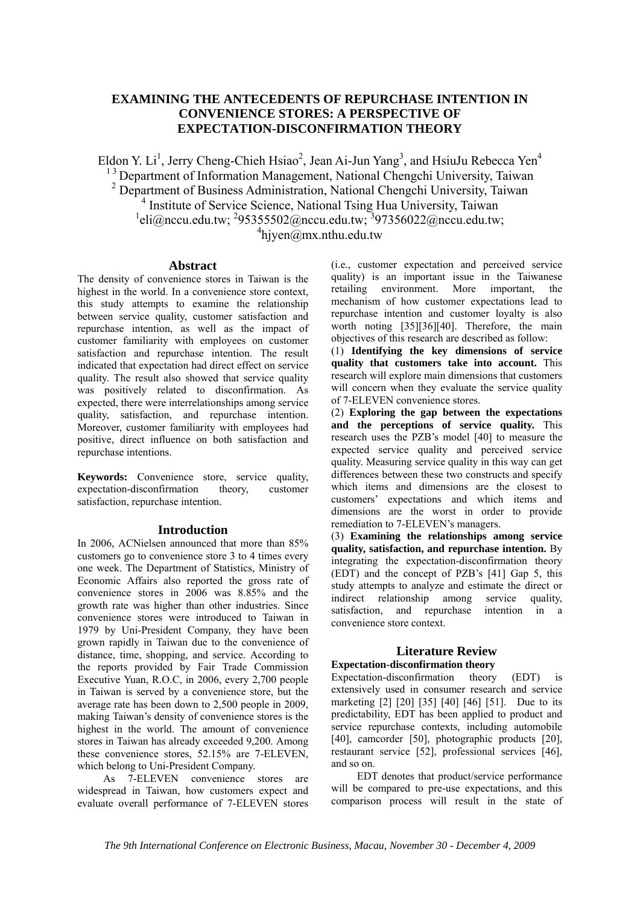# EXAMINING THE ANTECEDENTS OF REPURCHASE INTENTION IN CONVENIENCE STORES: A PERSPECTIVE OF EXPECTATION-DISCONFIRMATION THEORY

Eldon Y. Li[1], Jerry Cheng-Chieh Hsiao[2], Jean Ai-Jun Yang[3], and HsiuJu Rebecca Yen[4]

[1 3] Department of Information Management, National Chengchi University, Taiwan
[2] Department of Business Administration, National Chengchi University, Taiwan
[4] Institute of Service Science, National Tsing Hua University, Taiwan
[1]eli@nccu.edu.tw; [2]95355502@nccu.edu.tw; [3]97356022@nccu.edu.tw;
[4]hjyen@mx.nthu.edu.tw

## Abstract

The density of convenience stores in Taiwan is the highest in the world. In a convenience store context, this study attempts to examine the relationship between service quality, customer satisfaction and repurchase intention, as well as the impact of customer familiarity with employees on customer satisfaction and repurchase intention. The result indicated that expectation had direct effect on service quality. The result also showed that service quality was positively related to disconfirmation. As expected, there were interrelationships among service quality, satisfaction, and repurchase intention. Moreover, customer familiarity with employees had positive, direct influence on both satisfaction and repurchase intentions.

**Keywords:** Convenience store, service quality, expectation-disconfirmation theory, customer satisfaction, repurchase intention.

## Introduction

In 2006, ACNielsen announced that more than 85% customers go to convenience store 3 to 4 times every one week. The Department of Statistics, Ministry of Economic Affairs also reported the gross rate of convenience stores in 2006 was 8.85% and the growth rate was higher than other industries. Since convenience stores were introduced to Taiwan in 1979 by Uni-President Company, they have been grown rapidly in Taiwan due to the convenience of distance, time, shopping, and service. According to the reports provided by Fair Trade Commission Executive Yuan, R.O.C, in 2006, every 2,700 people in Taiwan is served by a convenience store, but the average rate has been down to 2,500 people in 2009, making Taiwan's density of convenience stores is the highest in the world. The amount of convenience stores in Taiwan has already exceeded 9,200. Among these convenience stores, 52.15% are 7-ELEVEN, which belong to Uni-President Company.

As 7-ELEVEN convenience stores are widespread in Taiwan, how customers expect and evaluate overall performance of 7-ELEVEN stores (i.e., customer expectation and perceived service quality) is an important issue in the Taiwanese retailing environment. More important, the mechanism of how customer expectations lead to repurchase intention and customer loyalty is also worth noting [35][36][40]. Therefore, the main objectives of this research are described as follow:

(1) **Identifying the key dimensions of service quality that customers take into account.** This research will explore main dimensions that customers will concern when they evaluate the service quality of 7-ELEVEN convenience stores.

(2) **Exploring the gap between the expectations and the perceptions of service quality.** This research uses the PZB's model [40] to measure the expected service quality and perceived service quality. Measuring service quality in this way can get differences between these two constructs and specify which items and dimensions are the closest to customers' expectations and which items and dimensions are the worst in order to provide remediation to 7-ELEVEN's managers.

(3) **Examining the relationships among service quality, satisfaction, and repurchase intention.** By integrating the expectation-disconfirmation theory (EDT) and the concept of PZB's [41] Gap 5, this study attempts to analyze and estimate the direct or indirect relationship among service quality, satisfaction, and repurchase intention in a convenience store context.

## Literature Review

### Expectation-disconfirmation theory

Expectation-disconfirmation theory (EDT) is extensively used in consumer research and service marketing [2] [20] [35] [40] [46] [51]. Due to its predictability, EDT has been applied to product and service repurchase contexts, including automobile [40], camcorder [50], photographic products [20], restaurant service [52], professional services [46], and so on.

EDT denotes that product/service performance will be compared to pre-use expectations, and this comparison process will result in the state of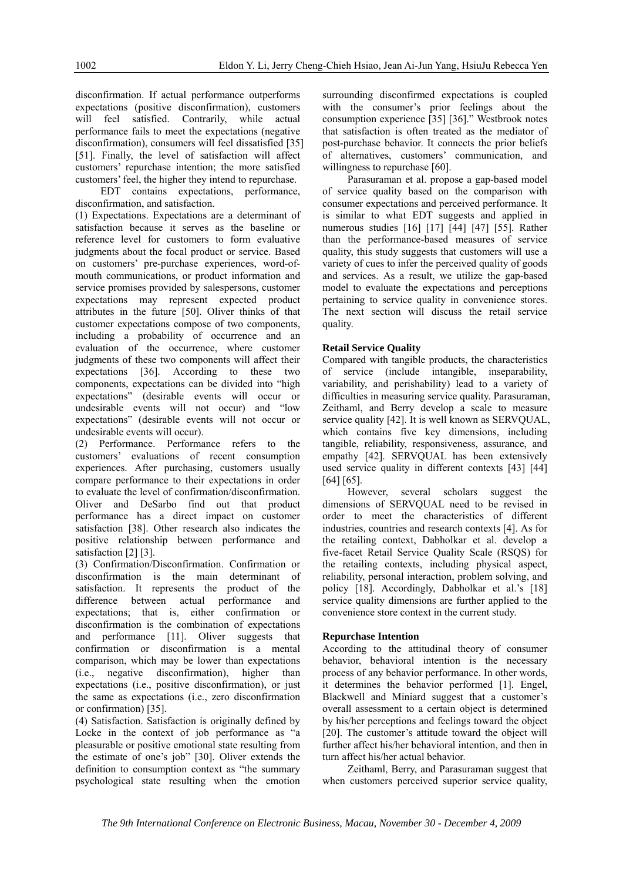disconfirmation. If actual performance outperforms expectations (positive disconfirmation), customers will feel satisfied. Contrarily, while actual performance fails to meet the expectations (negative disconfirmation), consumers will feel dissatisfied [35] [51]. Finally, the level of satisfaction will affect customers' repurchase intention; the more satisfied customers' feel, the higher they intend to repurchase.

EDT contains expectations, performance, disconfirmation, and satisfaction.

(1) Expectations. Expectations are a determinant of satisfaction because it serves as the baseline or reference level for customers to form evaluative judgments about the focal product or service. Based on customers' pre-purchase experiences, word-of-mouth communications, or product information and service promises provided by salespersons, customer expectations may represent expected product attributes in the future [50]. Oliver thinks of that customer expectations compose of two components, including a probability of occurrence and an evaluation of the occurrence, where customer judgments of these two components will affect their expectations [36]. According to these two components, expectations can be divided into "high expectations" (desirable events will occur or undesirable events will not occur) and "low expectations" (desirable events will not occur or undesirable events will occur).

(2) Performance. Performance refers to the customers' evaluations of recent consumption experiences. After purchasing, customers usually compare performance to their expectations in order to evaluate the level of confirmation/disconfirmation. Oliver and DeSarbo find out that product performance has a direct impact on customer satisfaction [38]. Other research also indicates the positive relationship between performance and satisfaction [2] [3].

(3) Confirmation/Disconfirmation. Confirmation or disconfirmation is the main determinant of satisfaction. It represents the product of the difference between actual performance and expectations; that is, either confirmation or disconfirmation is the combination of expectations and performance [11]. Oliver suggests that confirmation or disconfirmation is a mental comparison, which may be lower than expectations (i.e., negative disconfirmation), higher than expectations (i.e., positive disconfirmation), or just the same as expectations (i.e., zero disconfirmation or confirmation) [35].

(4) Satisfaction. Satisfaction is originally defined by Locke in the context of job performance as "a pleasurable or positive emotional state resulting from the estimate of one's job" [30]. Oliver extends the definition to consumption context as "the summary psychological state resulting when the emotion surrounding disconfirmed expectations is coupled with the consumer's prior feelings about the consumption experience [35] [36]." Westbrook notes that satisfaction is often treated as the mediator of post-purchase behavior. It connects the prior beliefs of alternatives, customers' communication, and willingness to repurchase [60].

Parasuraman et al. propose a gap-based model of service quality based on the comparison with consumer expectations and perceived performance. It is similar to what EDT suggests and applied in numerous studies [16] [17] [44] [47] [55]. Rather than the performance-based measures of service quality, this study suggests that customers will use a variety of cues to infer the perceived quality of goods and services. As a result, we utilize the gap-based model to evaluate the expectations and perceptions pertaining to service quality in convenience stores. The next section will discuss the retail service quality.

**Retail Service Quality**

Compared with tangible products, the characteristics of service (include intangible, inseparability, variability, and perishability) lead to a variety of difficulties in measuring service quality. Parasuraman, Zeithaml, and Berry develop a scale to measure service quality [42]. It is well known as SERVQUAL, which contains five key dimensions, including tangible, reliability, responsiveness, assurance, and empathy [42]. SERVQUAL has been extensively used service quality in different contexts [43] [44] [64] [65].

However, several scholars suggest the dimensions of SERVQUAL need to be revised in order to meet the characteristics of different industries, countries and research contexts [4]. As for the retailing context, Dabholkar et al. develop a five-facet Retail Service Quality Scale (RSQS) for the retailing contexts, including physical aspect, reliability, personal interaction, problem solving, and policy [18]. Accordingly, Dabholkar et al.'s [18] service quality dimensions are further applied to the convenience store context in the current study.

**Repurchase Intention**

According to the attitudinal theory of consumer behavior, behavioral intention is the necessary process of any behavior performance. In other words, it determines the behavior performed [1]. Engel, Blackwell and Miniard suggest that a customer's overall assessment to a certain object is determined by his/her perceptions and feelings toward the object [20]. The customer's attitude toward the object will further affect his/her behavioral intention, and then in turn affect his/her actual behavior.

Zeithaml, Berry, and Parasuraman suggest that when customers perceived superior service quality,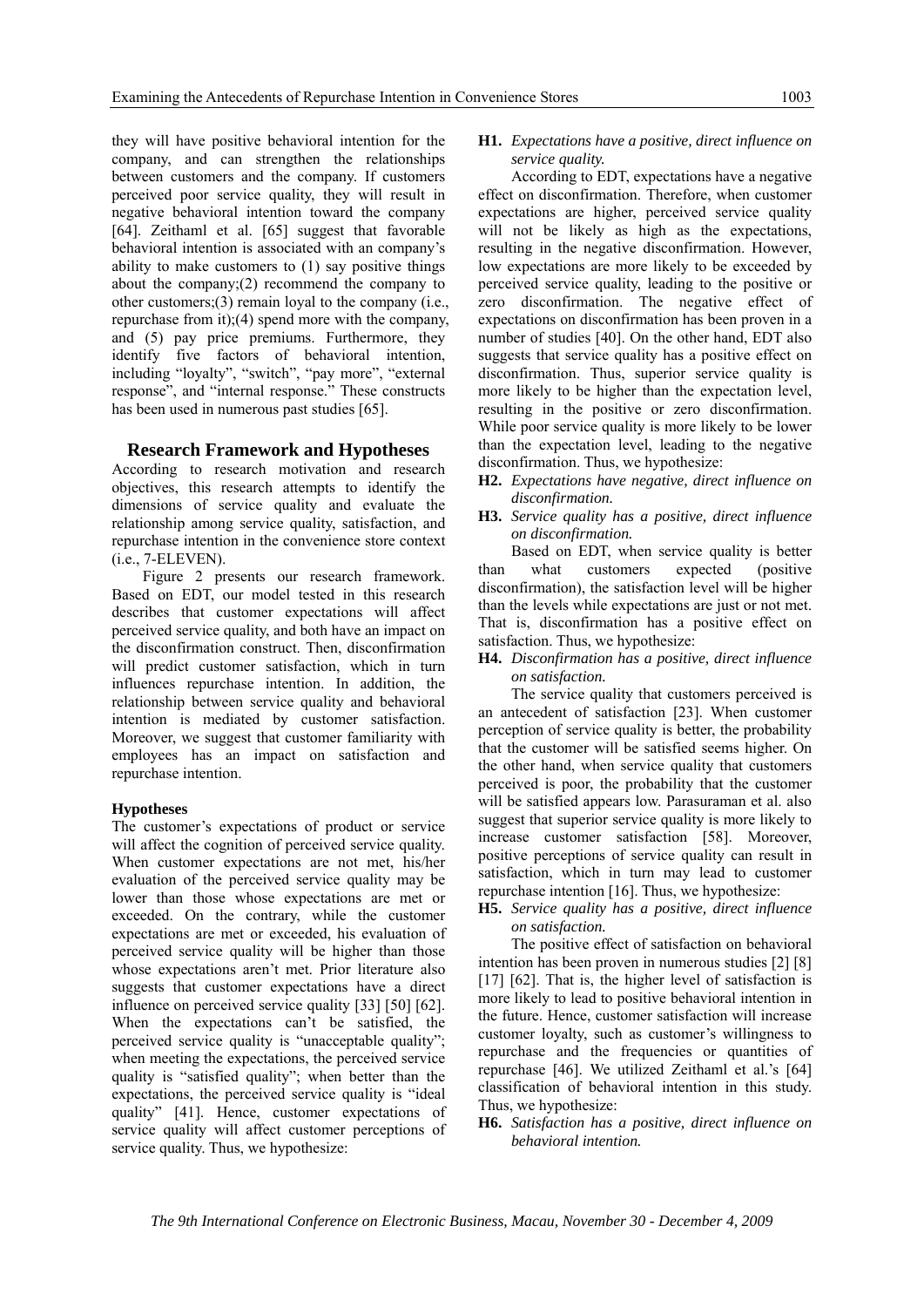they will have positive behavioral intention for the company, and can strengthen the relationships between customers and the company. If customers perceived poor service quality, they will result in negative behavioral intention toward the company [64]. Zeithaml et al. [65] suggest that favorable behavioral intention is associated with an company's ability to make customers to (1) say positive things about the company;(2) recommend the company to other customers;(3) remain loyal to the company (i.e., repurchase from it);(4) spend more with the company, and (5) pay price premiums. Furthermore, they identify five factors of behavioral intention, including "loyalty", "switch", "pay more", "external response", and "internal response." These constructs has been used in numerous past studies [65].

## Research Framework and Hypotheses

According to research motivation and research objectives, this research attempts to identify the dimensions of service quality and evaluate the relationship among service quality, satisfaction, and repurchase intention in the convenience store context (i.e., 7-ELEVEN).

Figure 2 presents our research framework. Based on EDT, our model tested in this research describes that customer expectations will affect perceived service quality, and both have an impact on the disconfirmation construct. Then, disconfirmation will predict customer satisfaction, which in turn influences repurchase intention. In addition, the relationship between service quality and behavioral intention is mediated by customer satisfaction. Moreover, we suggest that customer familiarity with employees has an impact on satisfaction and repurchase intention.

### Hypotheses

The customer's expectations of product or service will affect the cognition of perceived service quality. When customer expectations are not met, his/her evaluation of the perceived service quality may be lower than those whose expectations are met or exceeded. On the contrary, while the customer expectations are met or exceeded, his evaluation of perceived service quality will be higher than those whose expectations aren't met. Prior literature also suggests that customer expectations have a direct influence on perceived service quality [33] [50] [62]. When the expectations can't be satisfied, the perceived service quality is "unacceptable quality"; when meeting the expectations, the perceived service quality is "satisfied quality"; when better than the expectations, the perceived service quality is "ideal quality" [41]. Hence, customer expectations of service quality will affect customer perceptions of service quality. Thus, we hypothesize:

**H1.** *Expectations have a positive, direct influence on service quality.*

According to EDT, expectations have a negative effect on disconfirmation. Therefore, when customer expectations are higher, perceived service quality will not be likely as high as the expectations, resulting in the negative disconfirmation. However, low expectations are more likely to be exceeded by perceived service quality, leading to the positive or zero disconfirmation. The negative effect of expectations on disconfirmation has been proven in a number of studies [40]. On the other hand, EDT also suggests that service quality has a positive effect on disconfirmation. Thus, superior service quality is more likely to be higher than the expectation level, resulting in the positive or zero disconfirmation. While poor service quality is more likely to be lower than the expectation level, leading to the negative disconfirmation. Thus, we hypothesize:

**H2.** *Expectations have negative, direct influence on disconfirmation.*

**H3.** *Service quality has a positive, direct influence on disconfirmation.*

Based on EDT, when service quality is better than what customers expected (positive disconfirmation), the satisfaction level will be higher than the levels while expectations are just or not met. That is, disconfirmation has a positive effect on satisfaction. Thus, we hypothesize:

**H4.** *Disconfirmation has a positive, direct influence on satisfaction.*

The service quality that customers perceived is an antecedent of satisfaction [23]. When customer perception of service quality is better, the probability that the customer will be satisfied seems higher. On the other hand, when service quality that customers perceived is poor, the probability that the customer will be satisfied appears low. Parasuraman et al. also suggest that superior service quality is more likely to increase customer satisfaction [58]. Moreover, positive perceptions of service quality can result in satisfaction, which in turn may lead to customer repurchase intention [16]. Thus, we hypothesize:

**H5.** *Service quality has a positive, direct influence on satisfaction.*

The positive effect of satisfaction on behavioral intention has been proven in numerous studies [2] [8] [17] [62]. That is, the higher level of satisfaction is more likely to lead to positive behavioral intention in the future. Hence, customer satisfaction will increase customer loyalty, such as customer's willingness to repurchase and the frequencies or quantities of repurchase [46]. We utilized Zeithaml et al.'s [64] classification of behavioral intention in this study. Thus, we hypothesize:

**H6.** *Satisfaction has a positive, direct influence on behavioral intention.*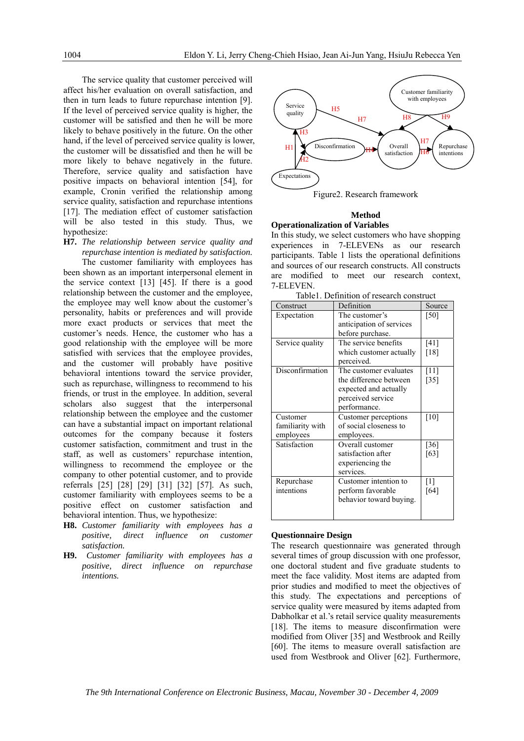The service quality that customer perceived will affect his/her evaluation on overall satisfaction, and then in turn leads to future repurchase intention [9]. If the level of perceived service quality is higher, the customer will be satisfied and then he will be more likely to behave positively in the future. On the other hand, if the level of perceived service quality is lower, the customer will be dissatisfied and then he will be more likely to behave negatively in the future. Therefore, service quality and satisfaction have positive impacts on behavioral intention [54], for example, Cronin verified the relationship among service quality, satisfaction and repurchase intentions [17]. The mediation effect of customer satisfaction will be also tested in this study. Thus, we hypothesize:

**H7.** *The relationship between service quality and repurchase intention is mediated by satisfaction.*

The customer familiarity with employees has been shown as an important interpersonal element in the service context [13] [45]. If there is a good relationship between the customer and the employee, the employee may well know about the customer's personality, habits or preferences and will provide more exact products or services that meet the customer's needs. Hence, the customer who has a good relationship with the employee will be more satisfied with services that the employee provides, and the customer will probably have positive behavioral intentions toward the service provider, such as repurchase, willingness to recommend to his friends, or trust in the employee. In addition, several scholars also suggest that the interpersonal relationship between the employee and the customer can have a substantial impact on important relational outcomes for the company because it fosters customer satisfaction, commitment and trust in the staff, as well as customers' repurchase intention, willingness to recommend the employee or the company to other potential customer, and to provide referrals [25] [28] [29] [31] [32] [57]. As such, customer familiarity with employees seems to be a positive effect on customer satisfaction and behavioral intention. Thus, we hypothesize:

**H8.** *Customer familiarity with employees has a positive, direct influence on customer satisfaction.*

**H9.** *Customer familiarity with employees has a positive, direct influence on repurchase intentions.*

Figure2. Research framework

## Method

### Operationalization of Variables

In this study, we select customers who have shopping experiences in 7-ELEVENs as our research participants. Table 1 lists the operational definitions and sources of our research constructs. All constructs are modified to meet our research context, 7-ELEVEN.

Table1. Definition of research construct

| Construct | Definition | Source |
|---|---|---|
| Expectation | The customer's anticipation of services before purchase. | [50] |
| Service quality | The service benefits which customer actually perceived. | [41] [18] |
| Disconfirmation | The customer evaluates the difference between expected and actually perceived service performance. | [11] [35] |
| Customer familiarity with employees | Customer perceptions of social closeness to employees. | [10] |
| Satisfaction | Overall customer satisfaction after experiencing the services. | [36] [63] |
| Repurchase intentions | Customer intention to perform favorable behavior toward buying. | [1] [64] |

### Questionnaire Design

The research questionnaire was generated through several times of group discussion with one professor, one doctoral student and five graduate students to meet the face validity. Most items are adapted from prior studies and modified to meet the objectives of this study. The expectations and perceptions of service quality were measured by items adapted from Dabholkar et al.'s retail service quality measurements [18]. The items to measure disconfirmation were modified from Oliver [35] and Westbrook and Reilly [60]. The items to measure overall satisfaction are used from Westbrook and Oliver [62]. Furthermore,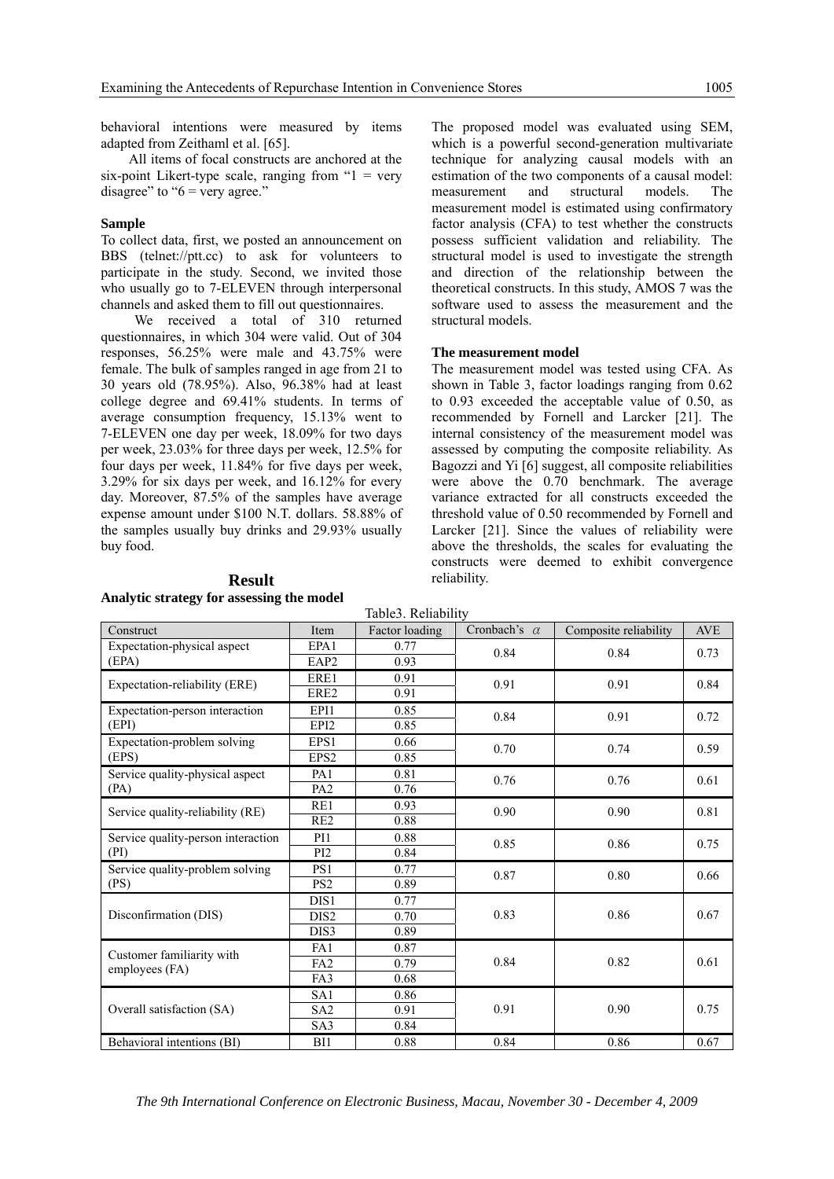behavioral intentions were measured by items adapted from Zeithaml et al. [65].

All items of focal constructs are anchored at the six-point Likert-type scale, ranging from "1 = very disagree" to "6 = very agree."

**Sample**

To collect data, first, we posted an announcement on BBS (telnet://ptt.cc) to ask for volunteers to participate in the study. Second, we invited those who usually go to 7-ELEVEN through interpersonal channels and asked them to fill out questionnaires.

We received a total of 310 returned questionnaires, in which 304 were valid. Out of 304 responses, 56.25% were male and 43.75% were female. The bulk of samples ranged in age from 21 to 30 years old (78.95%). Also, 96.38% had at least college degree and 69.41% students. In terms of average consumption frequency, 15.13% went to 7-ELEVEN one day per week, 18.09% for two days per week, 23.03% for three days per week, 12.5% for four days per week, 11.84% for five days per week, 3.29% for six days per week, and 16.12% for every day. Moreover, 87.5% of the samples have average expense amount under $100 N.T. dollars. 58.88% of the samples usually buy drinks and 29.93% usually buy food.

## Result

**Analytic strategy for assessing the model**

The proposed model was evaluated using SEM, which is a powerful second-generation multivariate technique for analyzing causal models with an estimation of the two components of a causal model: measurement and structural models. The measurement model is estimated using confirmatory factor analysis (CFA) to test whether the constructs possess sufficient validation and reliability. The structural model is used to investigate the strength and direction of the relationship between the theoretical constructs. In this study, AMOS 7 was the software used to assess the measurement and the structural models.

**The measurement model**

The measurement model was tested using CFA. As shown in Table 3, factor loadings ranging from 0.62 to 0.93 exceeded the acceptable value of 0.50, as recommended by Fornell and Larcker [21]. The internal consistency of the measurement model was assessed by computing the composite reliability. As Bagozzi and Yi [6] suggest, all composite reliabilities were above the 0.70 benchmark. The average variance extracted for all constructs exceeded the threshold value of 0.50 recommended by Fornell and Larcker [21]. Since the values of reliability were above the thresholds, the scales for evaluating the constructs were deemed to exhibit convergence reliability.

Table3. Reliability

| Construct | Item | Factor loading | Cronbach's $\alpha$ | Composite reliability | AVE |
|---|---|---|---|---|---|
| Expectation-physical aspect (EPA) | EPA1 | 0.77 | 0.84 | 0.84 | 0.73 |
| | EAP2 | 0.93 | | | |
| Expectation-reliability (ERE) | ERE1 | 0.91 | 0.91 | 0.91 | 0.84 |
| | ERE2 | 0.91 | | | |
| Expectation-person interaction (EPI) | EPI1 | 0.85 | 0.84 | 0.91 | 0.72 |
| | EPI2 | 0.85 | | | |
| Expectation-problem solving (EPS) | EPS1 | 0.66 | 0.70 | 0.74 | 0.59 |
| | EPS2 | 0.85 | | | |
| Service quality-physical aspect (PA) | PA1 | 0.81 | 0.76 | 0.76 | 0.61 |
| | PA2 | 0.76 | | | |
| Service quality-reliability (RE) | RE1 | 0.93 | 0.90 | 0.90 | 0.81 |
| | RE2 | 0.88 | | | |
| Service quality-person interaction (PI) | PI1 | 0.88 | 0.85 | 0.86 | 0.75 |
| | PI2 | 0.84 | | | |
| Service quality-problem solving (PS) | PS1 | 0.77 | 0.87 | 0.80 | 0.66 |
| | PS2 | 0.89 | | | |
| Disconfirmation (DIS) | DIS1 | 0.77 | 0.83 | 0.86 | 0.67 |
| | DIS2 | 0.70 | | | |
| | DIS3 | 0.89 | | | |
| Customer familiarity with employees (FA) | FA1 | 0.87 | 0.84 | 0.82 | 0.61 |
| | FA2 | 0.79 | | | |
| | FA3 | 0.68 | | | |
| Overall satisfaction (SA) | SA1 | 0.86 | 0.91 | 0.90 | 0.75 |
| | SA2 | 0.91 | | | |
| | SA3 | 0.84 | | | |
| Behavioral intentions (BI) | BI1 | 0.88 | 0.84 | 0.86 | 0.67 |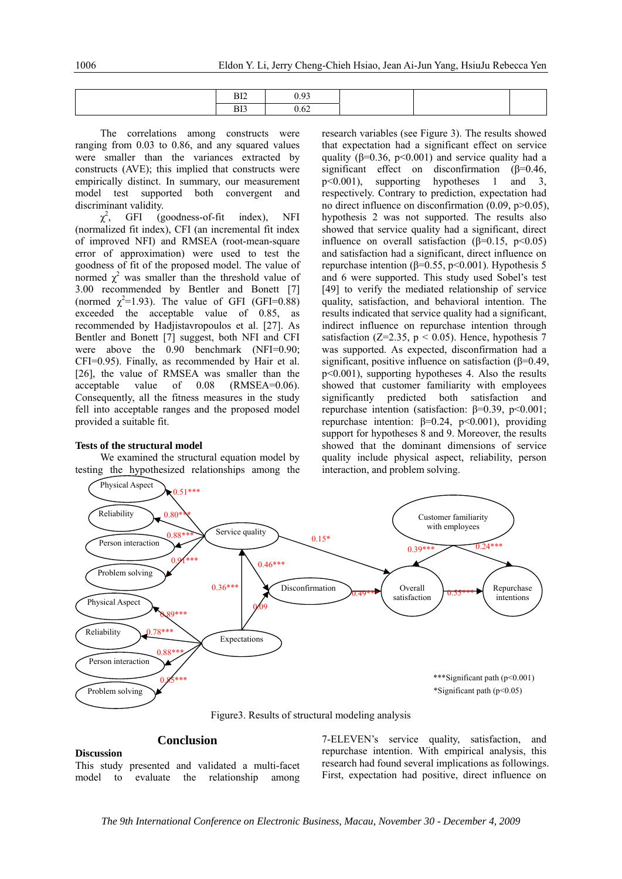| | BI2 | 0.93 | | | |
|---|---|---|---|---|---|
| | BI3 | 0.62 | | | |

The correlations among constructs were ranging from 0.03 to 0.86, and any squared values were smaller than the variances extracted by constructs (AVE); this implied that constructs were empirically distinct. In summary, our measurement model test supported both convergent and discriminant validity.

$\chi^2$, GFI (goodness-of-fit index), NFI (normalized fit index), CFI (an incremental fit index of improved NFI) and RMSEA (root-mean-square error of approximation) were used to test the goodness of fit of the proposed model. The value of normed $\chi^2$ was smaller than the threshold value of 3.00 recommended by Bentler and Bonett [7] (normed $\chi^2$=1.93). The value of GFI (GFI=0.88) exceeded the acceptable value of 0.85, as recommended by Hadjistavropoulos et al. [27]. As Bentler and Bonett [7] suggest, both NFI and CFI were above the 0.90 benchmark (NFI=0.90; CFI=0.95). Finally, as recommended by Hair et al. [26], the value of RMSEA was smaller than the acceptable value of 0.08 (RMSEA=0.06). Consequently, all the fitness measures in the study fell into acceptable ranges and the proposed model provided a suitable fit.

**Tests of the structural model**

We examined the structural equation model by testing the hypothesized relationships among the research variables (see Figure 3). The results showed that expectation had a significant effect on service quality (β=0.36, $p<0.001$) and service quality had a significant effect on disconfirmation (β=0.46, $p<0.001$), supporting hypotheses 1 and 3, respectively. Contrary to prediction, expectation had no direct influence on disconfirmation (0.09, $p>0.05$), hypothesis 2 was not supported. The results also showed that service quality had a significant, direct influence on overall satisfaction (β=0.15, $p<0.05$) and satisfaction had a significant, direct influence on repurchase intention (β=0.55, $p<0.001$). Hypothesis 5 and 6 were supported. This study used Sobel's test [49] to verify the mediated relationship of service quality, satisfaction, and behavioral intention. The results indicated that service quality had a significant, indirect influence on repurchase intention through satisfaction (Z=2.35, $p < 0.05$). Hence, hypothesis 7 was supported. As expected, disconfirmation had a significant, positive influence on satisfaction (β=0.49, $p<0.001$), supporting hypotheses 4. Also the results showed that customer familiarity with employees significantly predicted both satisfaction and repurchase intention (satisfaction: β=0.39, $p<0.001$; repurchase intention: β=0.24, $p<0.001$), providing support for hypotheses 8 and 9. Moreover, the results showed that the dominant dimensions of service quality include physical aspect, reliability, person interaction, and problem solving.

Figure3. Results of structural modeling analysis

## Conclusion

**Discussion**

This study presented and validated a multi-facet model to evaluate the relationship among 7-ELEVEN's service quality, satisfaction, and repurchase intention. With empirical analysis, this research had found several implications as followings. First, expectation had positive, direct influence on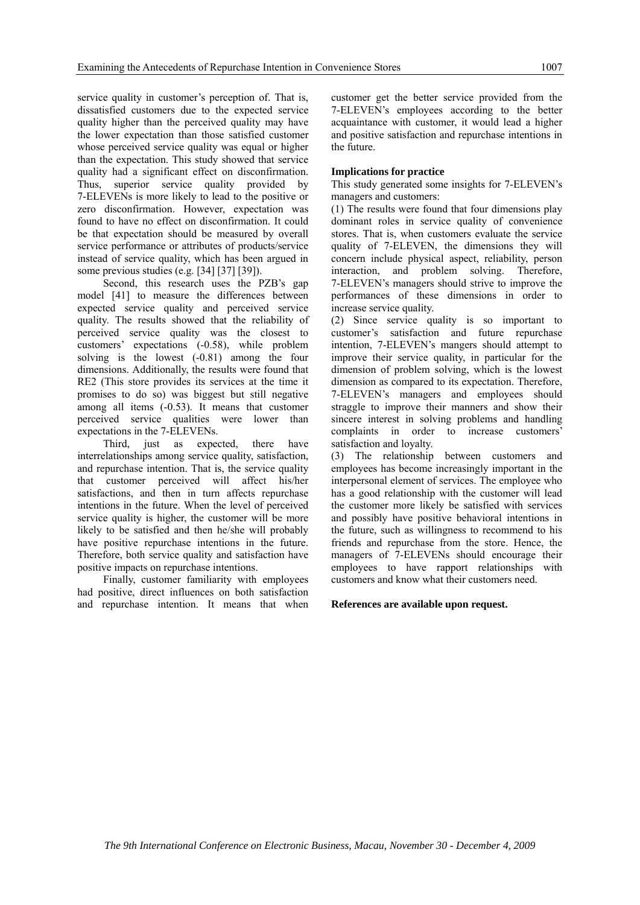service quality in customer's perception of. That is, dissatisfied customers due to the expected service quality higher than the perceived quality may have the lower expectation than those satisfied customer whose perceived service quality was equal or higher than the expectation. This study showed that service quality had a significant effect on disconfirmation. Thus, superior service quality provided by 7-ELEVENs is more likely to lead to the positive or zero disconfirmation. However, expectation was found to have no effect on disconfirmation. It could be that expectation should be measured by overall service performance or attributes of products/service instead of service quality, which has been argued in some previous studies (e.g. [34] [37] [39]).

Second, this research uses the PZB's gap model [41] to measure the differences between expected service quality and perceived service quality. The results showed that the reliability of perceived service quality was the closest to customers' expectations (-0.58), while problem solving is the lowest (-0.81) among the four dimensions. Additionally, the results were found that RE2 (This store provides its services at the time it promises to do so) was biggest but still negative among all items (-0.53). It means that customer perceived service qualities were lower than expectations in the 7-ELEVENs.

Third, just as expected, there have interrelationships among service quality, satisfaction, and repurchase intention. That is, the service quality that customer perceived will affect his/her satisfactions, and then in turn affects repurchase intentions in the future. When the level of perceived service quality is higher, the customer will be more likely to be satisfied and then he/she will probably have positive repurchase intentions in the future. Therefore, both service quality and satisfaction have positive impacts on repurchase intentions.

Finally, customer familiarity with employees had positive, direct influences on both satisfaction and repurchase intention. It means that when customer get the better service provided from the 7-ELEVEN's employees according to the better acquaintance with customer, it would lead a higher and positive satisfaction and repurchase intentions in the future.

**Implications for practice**

This study generated some insights for 7-ELEVEN's managers and customers:

(1) The results were found that four dimensions play dominant roles in service quality of convenience stores. That is, when customers evaluate the service quality of 7-ELEVEN, the dimensions they will concern include physical aspect, reliability, person interaction, and problem solving. Therefore, 7-ELEVEN's managers should strive to improve the performances of these dimensions in order to increase service quality.

(2) Since service quality is so important to customer's satisfaction and future repurchase intention, 7-ELEVEN's mangers should attempt to improve their service quality, in particular for the dimension of problem solving, which is the lowest dimension as compared to its expectation. Therefore, 7-ELEVEN's managers and employees should straggle to improve their manners and show their sincere interest in solving problems and handling complaints in order to increase customers' satisfaction and loyalty.

(3) The relationship between customers and employees has become increasingly important in the interpersonal element of services. The employee who has a good relationship with the customer will lead the customer more likely be satisfied with services and possibly have positive behavioral intentions in the future, such as willingness to recommend to his friends and repurchase from the store. Hence, the managers of 7-ELEVENs should encourage their employees to have rapport relationships with customers and know what their customers need.

**References are available upon request.**